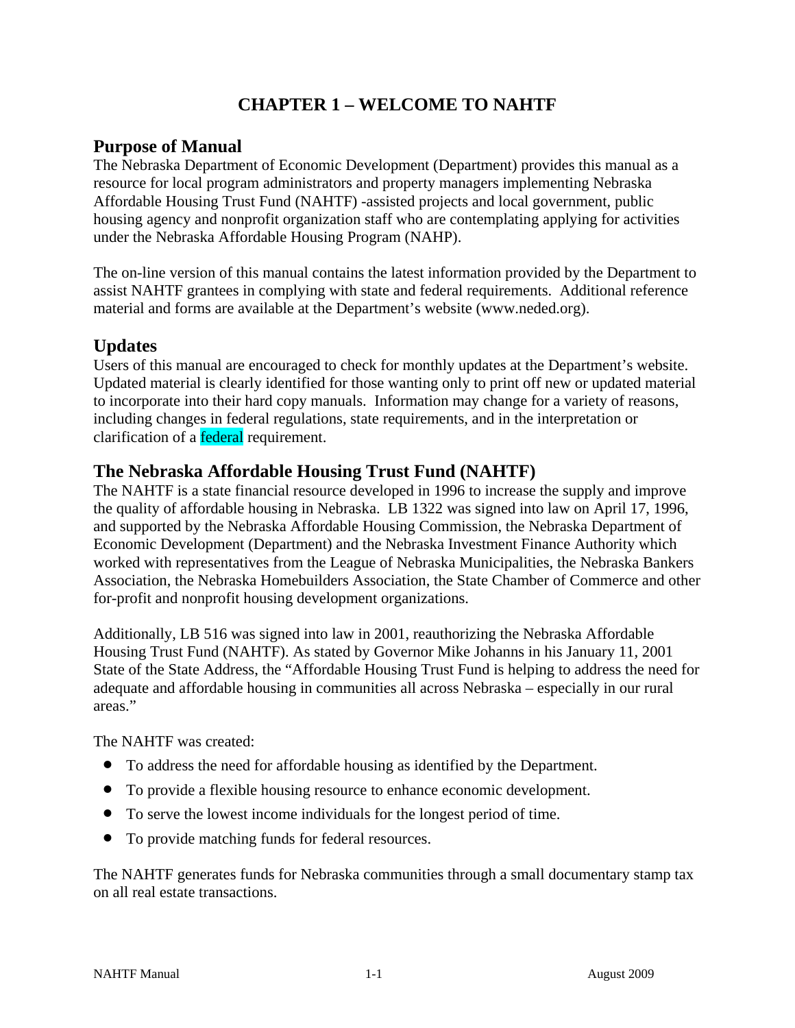# CHAPTER 1 – WELCOME TO NAHTF

## Purpose of Manual

The Nebraska Department of Economic Development (Department) provides this manual as a resource for local program administrators and property managers implementing Nebraska Affordable Housing Trust Fund (NAHTF) -assisted projects and local government, public housing agency and nonprofit organization staff who are contemplating applying for activities under the Nebraska Affordable Housing Program (NAHP).

The on-line version of this manual contains the latest information provided by the Department to assist NAHTF grantees in complying with state and federal requirements. Additional reference material and forms are available at the Department's website (www.neded.org).

## Updates

Users of this manual are encouraged to check for monthly updates at the Department's website. Updated material is clearly identified for those wanting only to print off new or updated material to incorporate into their hard copy manuals. Information may change for a variety of reasons, including changes in federal regulations, state requirements, and in the interpretation or clarification of a federal requirement.

## The Nebraska Affordable Housing Trust Fund (NAHTF)

The NAHTF is a state financial resource developed in 1996 to increase the supply and improve the quality of affordable housing in Nebraska. LB 1322 was signed into law on April 17, 1996, and supported by the Nebraska Affordable Housing Commission, the Nebraska Department of Economic Development (Department) and the Nebraska Investment Finance Authority which worked with representatives from the League of Nebraska Municipalities, the Nebraska Bankers Association, the Nebraska Homebuilders Association, the State Chamber of Commerce and other for-profit and nonprofit housing development organizations.

Additionally, LB 516 was signed into law in 2001, reauthorizing the Nebraska Affordable Housing Trust Fund (NAHTF). As stated by Governor Mike Johanns in his January 11, 2001 State of the State Address, the "Affordable Housing Trust Fund is helping to address the need for adequate and affordable housing in communities all across Nebraska – especially in our rural areas."

The NAHTF was created:

- To address the need for affordable housing as identified by the Department.
- To provide a flexible housing resource to enhance economic development.
- To serve the lowest income individuals for the longest period of time.
- To provide matching funds for federal resources.

The NAHTF generates funds for Nebraska communities through a small documentary stamp tax on all real estate transactions.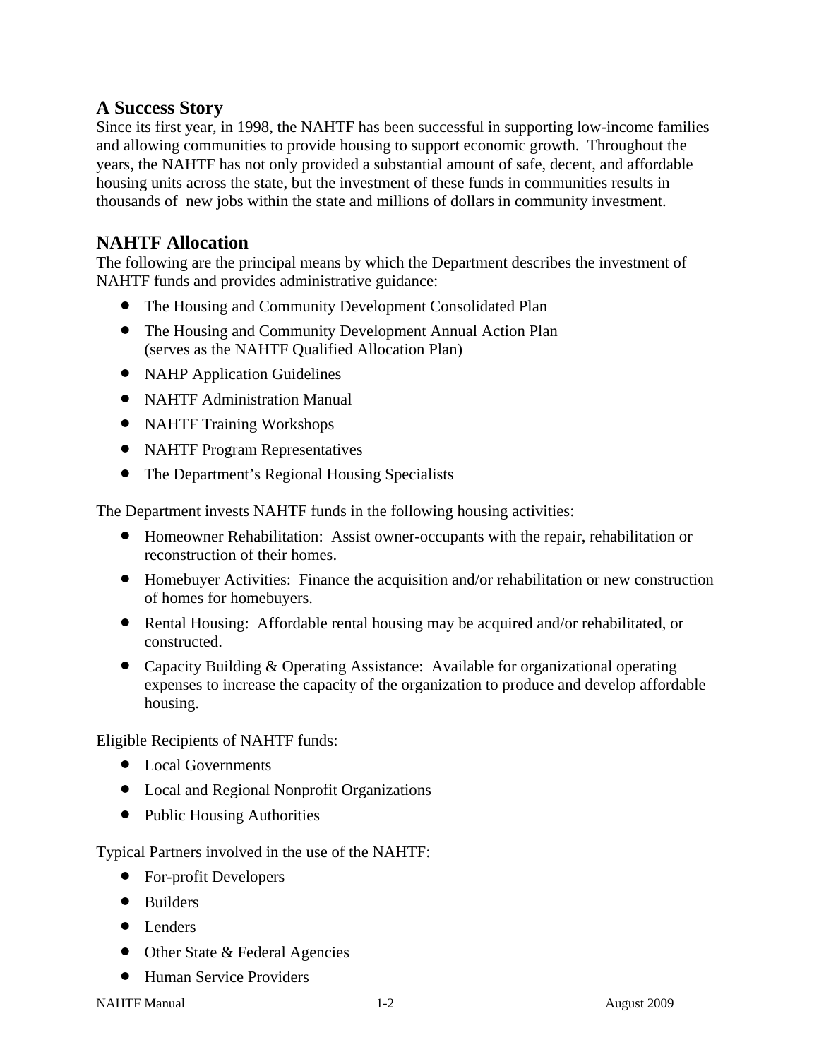## A Success Story

Since its first year, in 1998, the NAHTF has been successful in supporting low-income families and allowing communities to provide housing to support economic growth. Throughout the years, the NAHTF has not only provided a substantial amount of safe, decent, and affordable housing units across the state, but the investment of these funds in communities results in thousands of new jobs within the state and millions of dollars in community investment.

## NAHTF Allocation

The following are the principal means by which the Department describes the investment of NAHTF funds and provides administrative guidance:

- The Housing and Community Development Consolidated Plan
- The Housing and Community Development Annual Action Plan (serves as the NAHTF Qualified Allocation Plan)
- NAHP Application Guidelines
- NAHTF Administration Manual
- NAHTF Training Workshops
- NAHTF Program Representatives
- The Department's Regional Housing Specialists

The Department invests NAHTF funds in the following housing activities:

- Homeowner Rehabilitation: Assist owner-occupants with the repair, rehabilitation or reconstruction of their homes.
- Homebuyer Activities: Finance the acquisition and/or rehabilitation or new construction of homes for homebuyers.
- Rental Housing: Affordable rental housing may be acquired and/or rehabilitated, or constructed.
- Capacity Building & Operating Assistance: Available for organizational operating expenses to increase the capacity of the organization to produce and develop affordable housing.

Eligible Recipients of NAHTF funds:

- Local Governments
- Local and Regional Nonprofit Organizations
- Public Housing Authorities

Typical Partners involved in the use of the NAHTF:

- For-profit Developers
- Builders
- Lenders
- Other State & Federal Agencies
- Human Service Providers